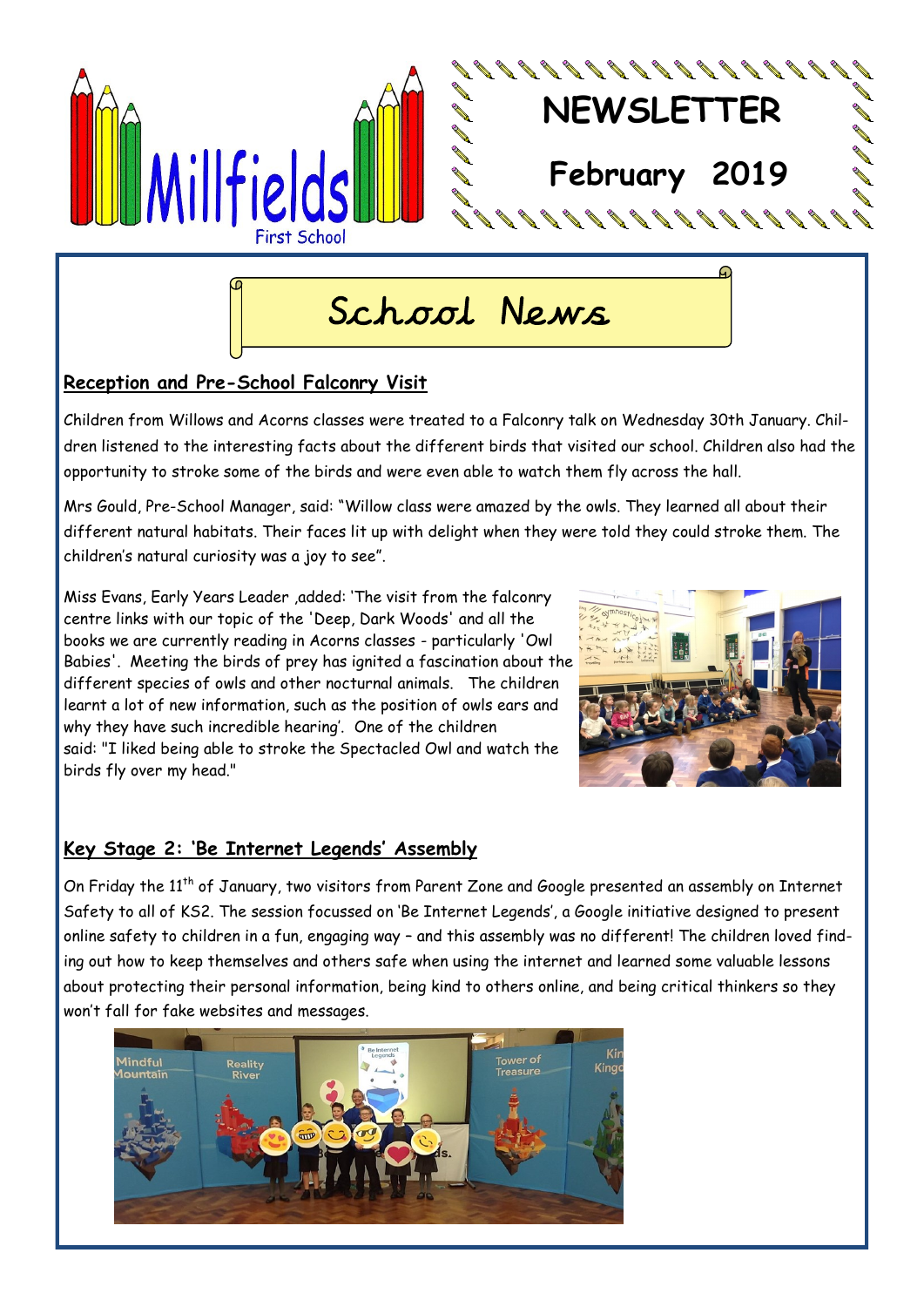Millfields First School

# NEWSLETTER

## February 2019

# School News

### Reception and Pre-School Falconry Visit

Children from Willows and Acorns classes were treated to a Falconry talk on Wednesday 30th January. Children listened to the interesting facts about the different birds that visited our school. Children also had the opportunity to stroke some of the birds and were even able to watch them fly across the hall.

Mrs Gould, Pre-School Manager, said: "Willow class were amazed by the owls. They learned all about their different natural habitats. Their faces lit up with delight when they were told they could stroke them. The children's natural curiosity was a joy to see".

Miss Evans, Early Years Leader ,added: 'The visit from the falconry centre links with our topic of the 'Deep, Dark Woods' and all the books we are currently reading in Acorns classes - particularly 'Owl Babies'. Meeting the birds of prey has ignited a fascination about the different species of owls and other nocturnal animals. The children learnt a lot of new information, such as the position of owls ears and why they have such incredible hearing'. One of the children said: "I liked being able to stroke the Spectacled Owl and watch the birds fly over my head."

### Key Stage 2: 'Be Internet Legends' Assembly

On Friday the 11th of January, two visitors from Parent Zone and Google presented an assembly on Internet Safety to all of KS2. The session focussed on 'Be Internet Legends', a Google initiative designed to present online safety to children in a fun, engaging way – and this assembly was no different! The children loved finding out how to keep themselves and others safe when using the internet and learned some valuable lessons about protecting their personal information, being kind to others online, and being critical thinkers so they won't fall for fake websites and messages.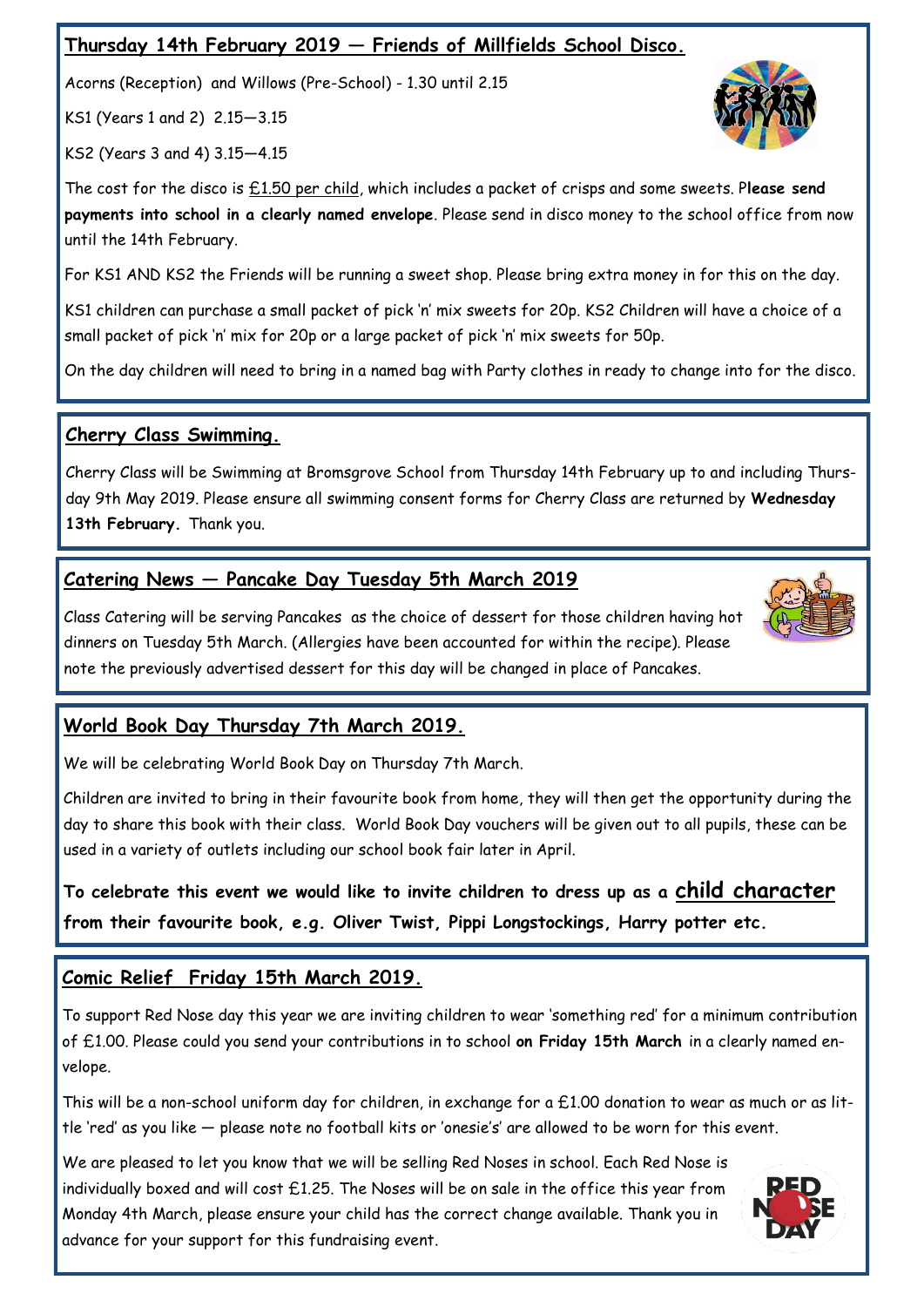## Thursday 14th February 2019 — Friends of Millfields School Disco.

Acorns (Reception) and Willows (Pre-School) - 1.30 until 2.15

KS1 (Years 1 and 2) 2.15—3.15

KS2 (Years 3 and 4) 3.15—4.15

The cost for the disco is £1.50 per child, which includes a packet of crisps and some sweets. P**lease send payments into school in a clearly named envelope**. Please send in disco money to the school office from now until the 14th February.

For KS1 AND KS2 the Friends will be running a sweet shop. Please bring extra money in for this on the day.

KS1 children can purchase a small packet of pick 'n' mix sweets for 20p. KS2 Children will have a choice of a small packet of pick 'n' mix for 20p or a large packet of pick 'n' mix sweets for 50p.

On the day children will need to bring in a named bag with Party clothes in ready to change into for the disco.

## Cherry Class Swimming.

Cherry Class will be Swimming at Bromsgrove School from Thursday 14th February up to and including Thursday 9th May 2019. Please ensure all swimming consent forms for Cherry Class are returned by **Wednesday 13th February.** Thank you.

## Catering News — Pancake Day Tuesday 5th March 2019

Class Catering will be serving Pancakes as the choice of dessert for those children having hot dinners on Tuesday 5th March. (Allergies have been accounted for within the recipe). Please note the previously advertised dessert for this day will be changed in place of Pancakes.

## World Book Day Thursday 7th March 2019.

We will be celebrating World Book Day on Thursday 7th March.

Children are invited to bring in their favourite book from home, they will then get the opportunity during the day to share this book with their class. World Book Day vouchers will be given out to all pupils, these can be used in a variety of outlets including our school book fair later in April.

**To celebrate this event we would like to invite children to dress up as a child character from their favourite book, e.g. Oliver Twist, Pippi Longstockings, Harry potter etc.**

## Comic Relief Friday 15th March 2019.

To support Red Nose day this year we are inviting children to wear 'something red' for a minimum contribution of £1.00. Please could you send your contributions in to school **on Friday 15th March** in a clearly named envelope.

This will be a non-school uniform day for children, in exchange for a £1.00 donation to wear as much or as little 'red' as you like — please note no football kits or 'onesie's' are allowed to be worn for this event.

We are pleased to let you know that we will be selling Red Noses in school. Each Red Nose is individually boxed and will cost £1.25. The Noses will be on sale in the office this year from Monday 4th March, please ensure your child has the correct change available. Thank you in advance for your support for this fundraising event.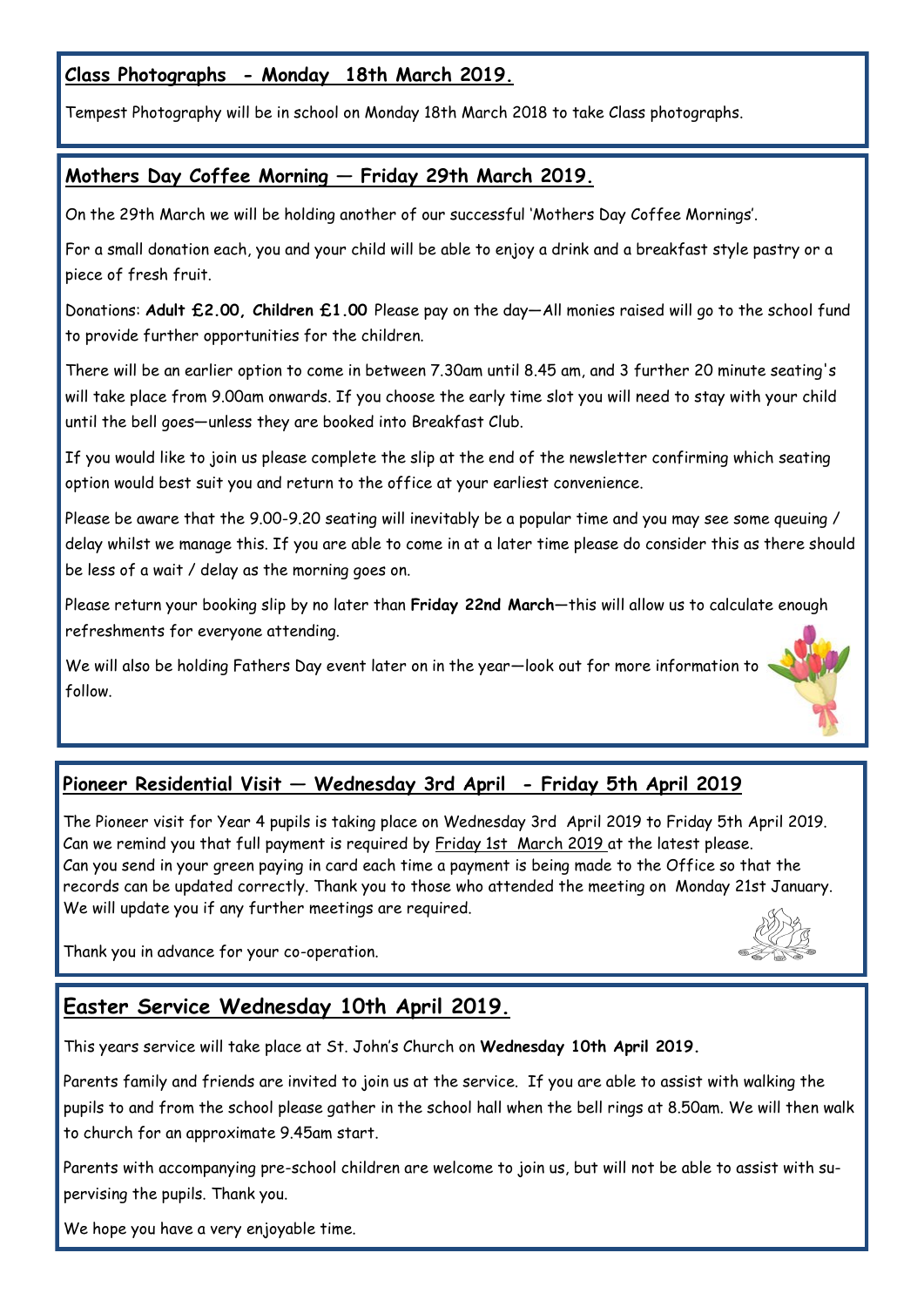## Class Photographs - Monday 18th March 2019.

Tempest Photography will be in school on Monday 18th March 2018 to take Class photographs.

## Mothers Day Coffee Morning — Friday 29th March 2019.

On the 29th March we will be holding another of our successful 'Mothers Day Coffee Mornings'.

For a small donation each, you and your child will be able to enjoy a drink and a breakfast style pastry or a piece of fresh fruit.

Donations: **Adult £2.00, Children £1.00** Please pay on the day—All monies raised will go to the school fund to provide further opportunities for the children.

There will be an earlier option to come in between 7.30am until 8.45 am, and 3 further 20 minute seating's will take place from 9.00am onwards. If you choose the early time slot you will need to stay with your child until the bell goes—unless they are booked into Breakfast Club.

If you would like to join us please complete the slip at the end of the newsletter confirming which seating option would best suit you and return to the office at your earliest convenience.

Please be aware that the 9.00-9.20 seating will inevitably be a popular time and you may see some queuing / delay whilst we manage this. If you are able to come in at a later time please do consider this as there should be less of a wait / delay as the morning goes on.

Please return your booking slip by no later than **Friday 22nd March**—this will allow us to calculate enough refreshments for everyone attending.

We will also be holding Fathers Day event later on in the year—look out for more information to follow.

## Pioneer Residential Visit — Wednesday 3rd April - Friday 5th April 2019

The Pioneer visit for Year 4 pupils is taking place on Wednesday 3rd April 2019 to Friday 5th April 2019. Can we remind you that full payment is required by Friday 1st March 2019 at the latest please. Can you send in your green paying in card each time a payment is being made to the Office so that the records can be updated correctly. Thank you to those who attended the meeting on Monday 21st January. We will update you if any further meetings are required.

Thank you in advance for your co-operation.

## Easter Service Wednesday 10th April 2019.

This years service will take place at St. John's Church on **Wednesday 10th April 2019.**

Parents family and friends are invited to join us at the service. If you are able to assist with walking the pupils to and from the school please gather in the school hall when the bell rings at 8.50am. We will then walk to church for an approximate 9.45am start.

Parents with accompanying pre-school children are welcome to join us, but will not be able to assist with supervising the pupils. Thank you.

We hope you have a very enjoyable time.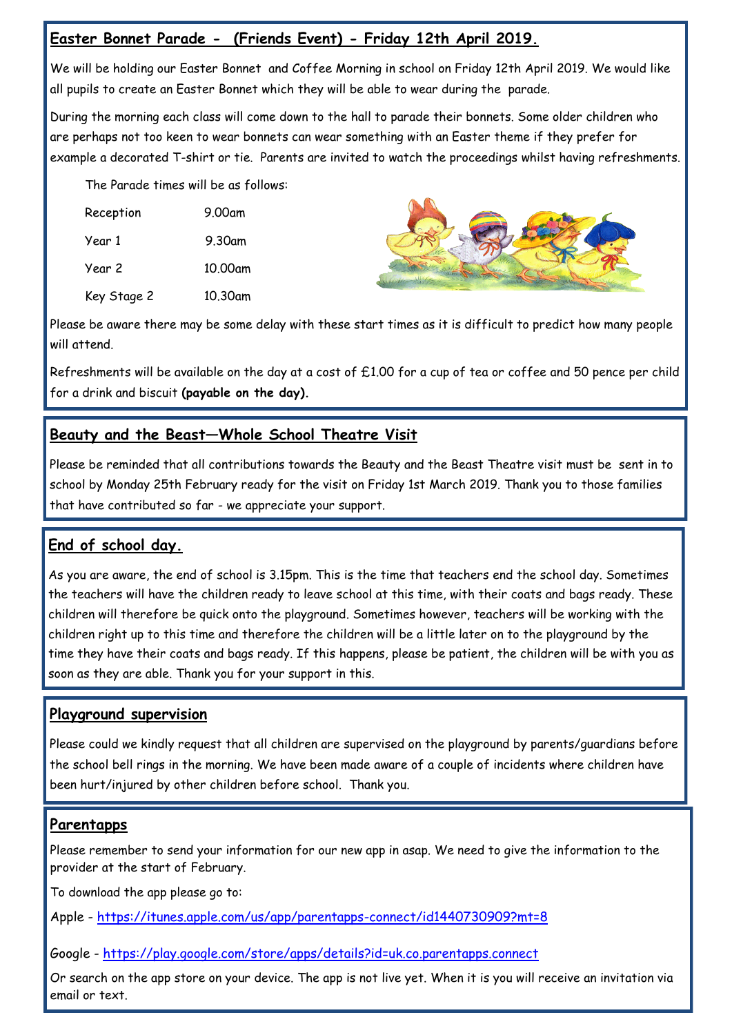## Easter Bonnet Parade - (Friends Event) - Friday 12th April 2019.

We will be holding our Easter Bonnet and Coffee Morning in school on Friday 12th April 2019. We would like all pupils to create an Easter Bonnet which they will be able to wear during the parade.

During the morning each class will come down to the hall to parade their bonnets. Some older children who are perhaps not too keen to wear bonnets can wear something with an Easter theme if they prefer for example a decorated T-shirt or tie. Parents are invited to watch the proceedings whilst having refreshments.

The Parade times will be as follows:

| | |
|---|---|
| Reception | 9.00am |
| Year 1 | 9.30am |
| Year 2 | 10.00am |
| Key Stage 2 | 10.30am |

Please be aware there may be some delay with these start times as it is difficult to predict how many people will attend.

Refreshments will be available on the day at a cost of £1.00 for a cup of tea or coffee and 50 pence per child for a drink and biscuit **(payable on the day).**

## Beauty and the Beast—Whole School Theatre Visit

Please be reminded that all contributions towards the Beauty and the Beast Theatre visit must be sent in to school by Monday 25th February ready for the visit on Friday 1st March 2019. Thank you to those families that have contributed so far - we appreciate your support.

## End of school day.

As you are aware, the end of school is 3.15pm. This is the time that teachers end the school day. Sometimes the teachers will have the children ready to leave school at this time, with their coats and bags ready. These children will therefore be quick onto the playground. Sometimes however, teachers will be working with the children right up to this time and therefore the children will be a little later on to the playground by the time they have their coats and bags ready. If this happens, please be patient, the children will be with you as soon as they are able. Thank you for your support in this.

## Playground supervision

Please could we kindly request that all children are supervised on the playground by parents/guardians before the school bell rings in the morning. We have been made aware of a couple of incidents where children have been hurt/injured by other children before school. Thank you.

## Parentapps

Please remember to send your information for our new app in asap. We need to give the information to the provider at the start of February.

To download the app please go to:

Apple - https://itunes.apple.com/us/app/parentapps-connect/id1440730909?mt=8

Google - https://play.google.com/store/apps/details?id=uk.co.parentapps.connect

Or search on the app store on your device. The app is not live yet. When it is you will receive an invitation via email or text.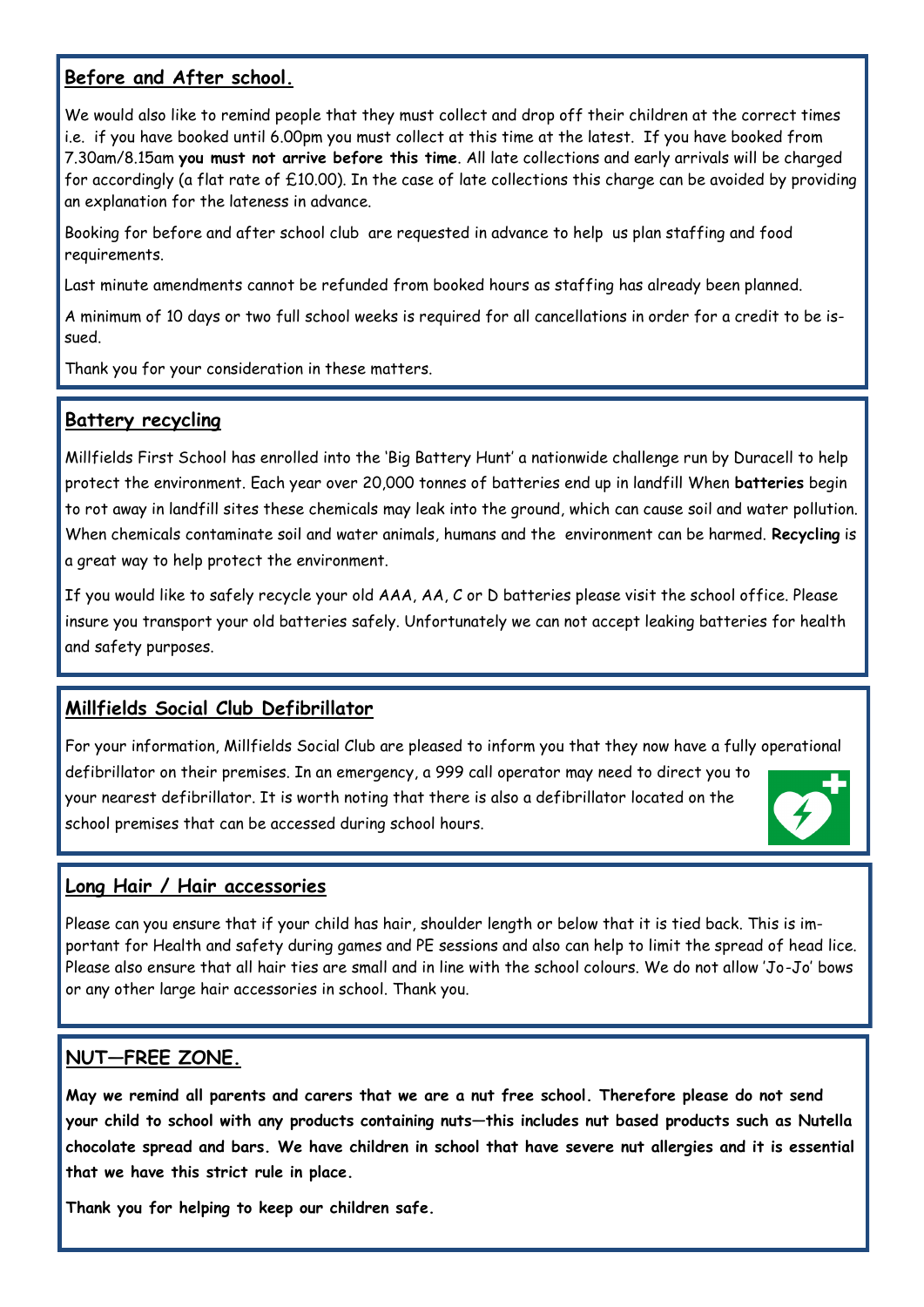## Before and After school.

We would also like to remind people that they must collect and drop off their children at the correct times i.e. if you have booked until 6.00pm you must collect at this time at the latest. If you have booked from 7.30am/8.15am **you must not arrive before this time**. All late collections and early arrivals will be charged for accordingly (a flat rate of £10.00). In the case of late collections this charge can be avoided by providing an explanation for the lateness in advance.

Booking for before and after school club are requested in advance to help us plan staffing and food requirements.

Last minute amendments cannot be refunded from booked hours as staffing has already been planned.

A minimum of 10 days or two full school weeks is required for all cancellations in order for a credit to be issued.

Thank you for your consideration in these matters.

## Battery recycling

Millfields First School has enrolled into the 'Big Battery Hunt' a nationwide challenge run by Duracell to help protect the environment. Each year over 20,000 tonnes of batteries end up in landfill When **batteries** begin to rot away in landfill sites these chemicals may leak into the ground, which can cause soil and water pollution. When chemicals contaminate soil and water animals, humans and the environment can be harmed. **Recycling** is a great way to help protect the environment.

If you would like to safely recycle your old AAA, AA, C or D batteries please visit the school office. Please insure you transport your old batteries safely. Unfortunately we can not accept leaking batteries for health and safety purposes.

## Millfields Social Club Defibrillator

For your information, Millfields Social Club are pleased to inform you that they now have a fully operational defibrillator on their premises. In an emergency, a 999 call operator may need to direct you to your nearest defibrillator. It is worth noting that there is also a defibrillator located on the school premises that can be accessed during school hours.

## Long Hair / Hair accessories

Please can you ensure that if your child has hair, shoulder length or below that it is tied back. This is important for Health and safety during games and PE sessions and also can help to limit the spread of head lice. Please also ensure that all hair ties are small and in line with the school colours. We do not allow 'Jo-Jo' bows or any other large hair accessories in school. Thank you.

## NUT—FREE ZONE.

**May we remind all parents and carers that we are a nut free school. Therefore please do not send your child to school with any products containing nuts—this includes nut based products such as Nutella chocolate spread and bars. We have children in school that have severe nut allergies and it is essential that we have this strict rule in place.**

**Thank you for helping to keep our children safe.**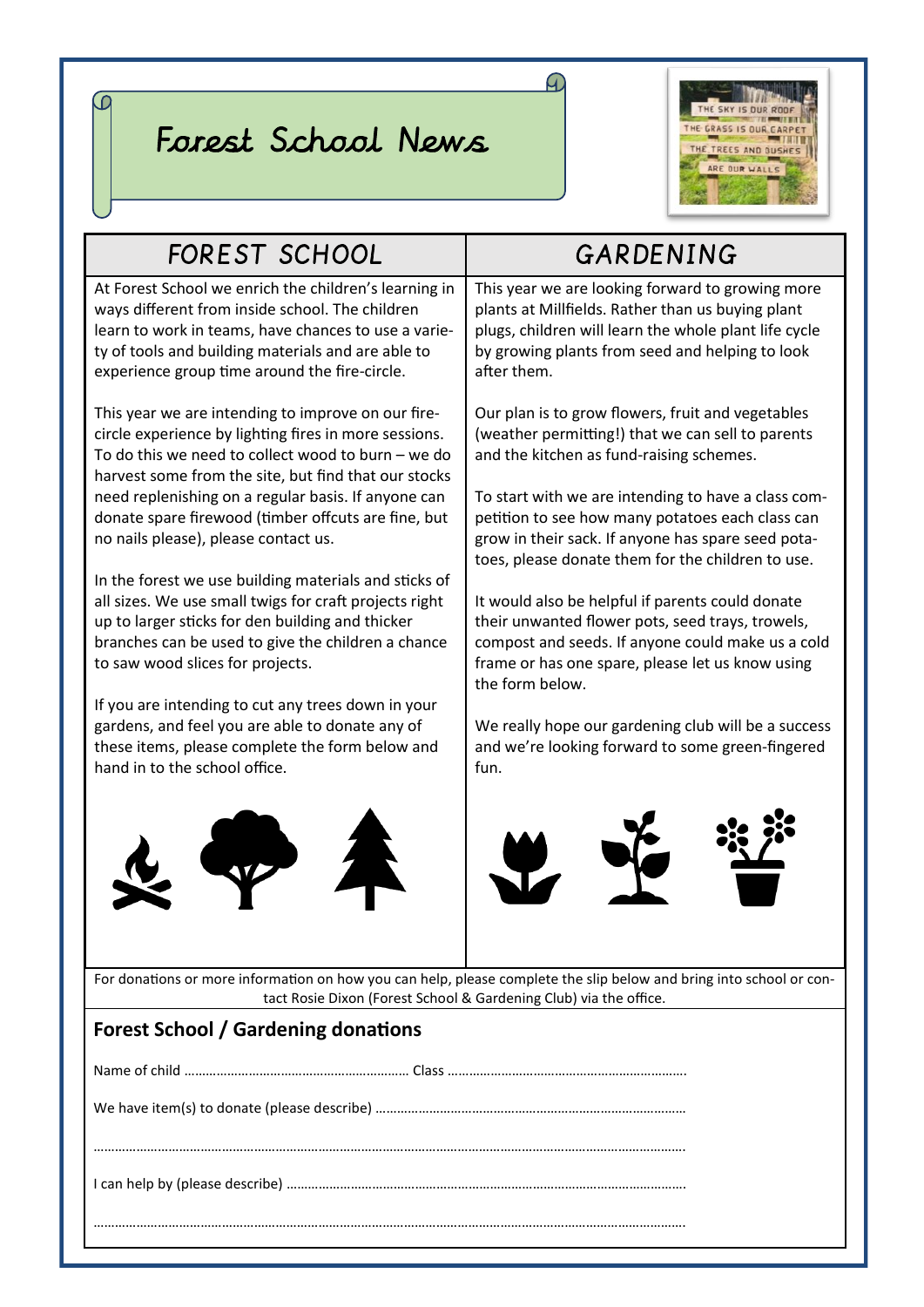# Forest School News

## FOREST SCHOOL

At Forest School we enrich the children's learning in ways different from inside school. The children learn to work in teams, have chances to use a variety of tools and building materials and are able to experience group time around the fire-circle.

This year we are intending to improve on our fire-circle experience by lighting fires in more sessions. To do this we need to collect wood to burn – we do harvest some from the site, but find that our stocks need replenishing on a regular basis. If anyone can donate spare firewood (timber offcuts are fine, but no nails please), please contact us.

In the forest we use building materials and sticks of all sizes. We use small twigs for craft projects right up to larger sticks for den building and thicker branches can be used to give the children a chance to saw wood slices for projects.

If you are intending to cut any trees down in your gardens, and feel you are able to donate any of these items, please complete the form below and hand in to the school office.

## GARDENING

This year we are looking forward to growing more plants at Millfields. Rather than us buying plant plugs, children will learn the whole plant life cycle by growing plants from seed and helping to look after them.

Our plan is to grow flowers, fruit and vegetables (weather permitting!) that we can sell to parents and the kitchen as fund-raising schemes.

To start with we are intending to have a class competition to see how many potatoes each class can grow in their sack. If anyone has spare seed potatoes, please donate them for the children to use.

It would also be helpful if parents could donate their unwanted flower pots, seed trays, trowels, compost and seeds. If anyone could make us a cold frame or has one spare, please let us know using the form below.

We really hope our gardening club will be a success and we're looking forward to some green-fingered fun.

For donations or more information on how you can help, please complete the slip below and bring into school or contact Rosie Dixon (Forest School & Gardening Club) via the office.

**Forest School / Gardening donations**

Name of child ………………………………………………………. Class ………………………………………………………….

We have item(s) to donate (please describe) ……………………………………………………………………………

……………………………………………………………………………………………………………………………………………

I can help by (please describe) ……………………………………………………………………………………………

……………………………………………………………………………………………………………………………………………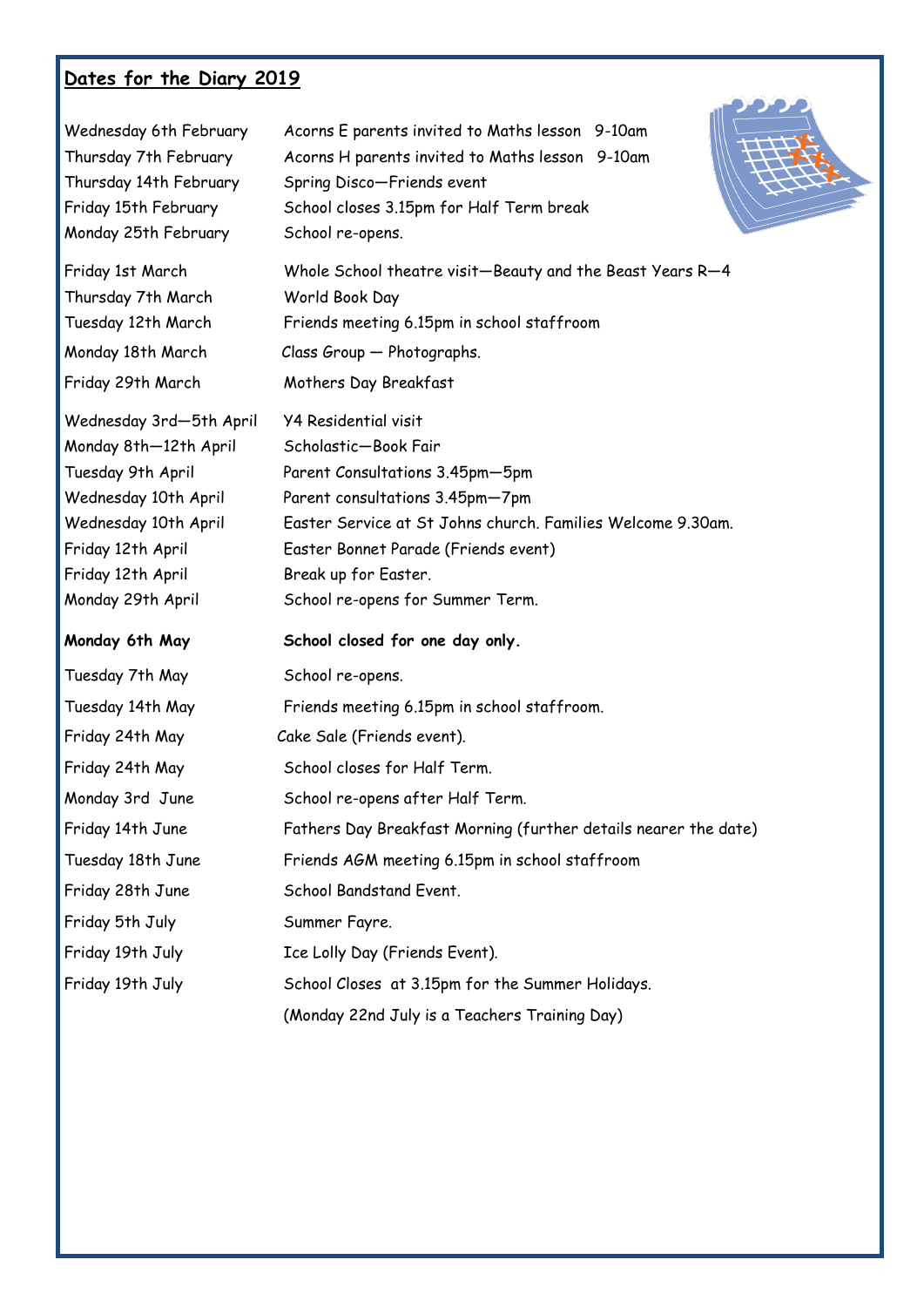## Dates for the Diary 2019

| | |
|---|---|
| Wednesday 6th February | Acorns E parents invited to Maths lesson 9-10am |
| Thursday 7th February | Acorns H parents invited to Maths lesson 9-10am |
| Thursday 14th February | Spring Disco—Friends event |
| Friday 15th February | School closes 3.15pm for Half Term break |
| Monday 25th February | School re-opens. |
| Friday 1st March | Whole School theatre visit—Beauty and the Beast Years R—4 |
| Thursday 7th March | World Book Day |
| Tuesday 12th March | Friends meeting 6.15pm in school staffroom |
| Monday 18th March | Class Group — Photographs. |
| Friday 29th March | Mothers Day Breakfast |
| Wednesday 3rd—5th April | Y4 Residential visit |
| Monday 8th—12th April | Scholastic—Book Fair |
| Tuesday 9th April | Parent Consultations 3.45pm—5pm |
| Wednesday 10th April | Parent consultations 3.45pm—7pm |
| Wednesday 10th April | Easter Service at St Johns church. Families Welcome 9.30am. |
| Friday 12th April | Easter Bonnet Parade (Friends event) |
| Friday 12th April | Break up for Easter. |
| Monday 29th April | School re-opens for Summer Term. |
| **Monday 6th May** | **School closed for one day only.** |
| Tuesday 7th May | School re-opens. |
| Tuesday 14th May | Friends meeting 6.15pm in school staffroom. |
| Friday 24th May | Cake Sale (Friends event). |
| Friday 24th May | School closes for Half Term. |
| Monday 3rd June | School re-opens after Half Term. |
| Friday 14th June | Fathers Day Breakfast Morning (further details nearer the date) |
| Tuesday 18th June | Friends AGM meeting 6.15pm in school staffroom |
| Friday 28th June | School Bandstand Event. |
| Friday 5th July | Summer Fayre. |
| Friday 19th July | Ice Lolly Day (Friends Event). |
| Friday 19th July | School Closes at 3.15pm for the Summer Holidays. |
| | (Monday 22nd July is a Teachers Training Day) |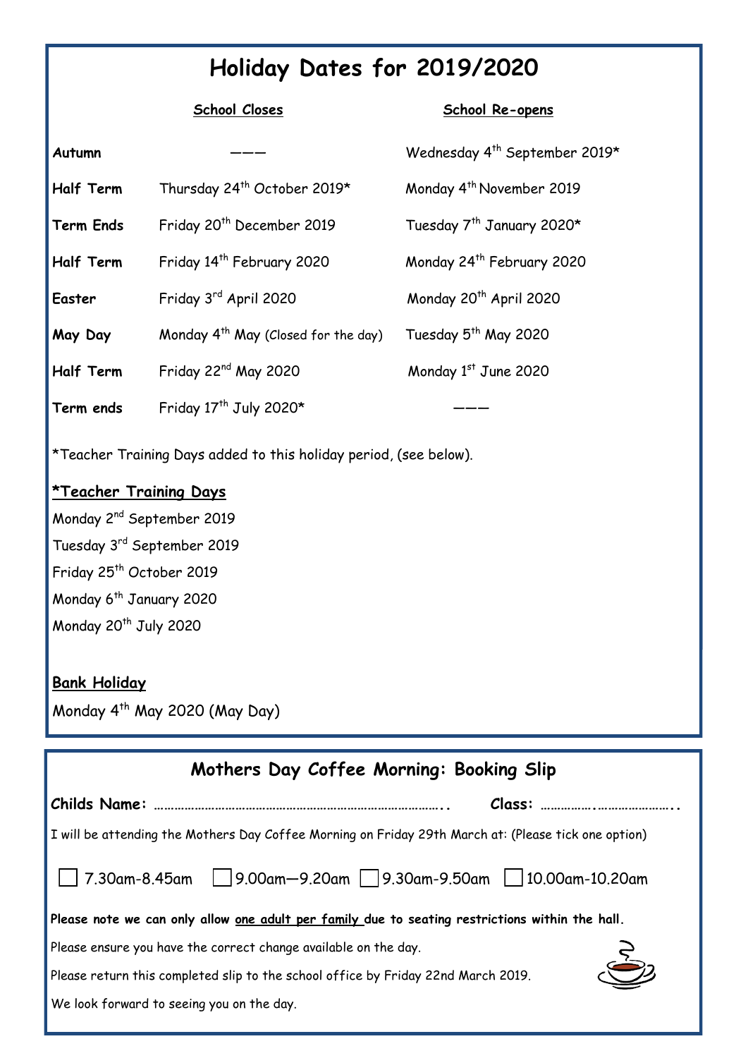# Holiday Dates for 2019/2020

| | School Closes | School Re-opens |
|---|---|---|
| **Autumn** | ——— | Wednesday 4th September 2019* |
| **Half Term** | Thursday 24th October 2019* | Monday 4th November 2019 |
| **Term Ends** | Friday 20th December 2019 | Tuesday 7th January 2020* |
| **Half Term** | Friday 14th February 2020 | Monday 24th February 2020 |
| **Easter** | Friday 3rd April 2020 | Monday 20th April 2020 |
| **May Day** | Monday 4th May (Closed for the day) | Tuesday 5th May 2020 |
| **Half Term** | Friday 22nd May 2020 | Monday 1st June 2020 |
| **Term ends** | Friday 17th July 2020* | ——— |

*Teacher Training Days added to this holiday period, (see below).

**<u>*Teacher Training Days</u>**

Monday 2nd September 2019
Tuesday 3rd September 2019
Friday 25th October 2019
Monday 6th January 2020
Monday 20th July 2020

**<u>Bank Holiday</u>**

Monday 4th May 2020 (May Day)

## Mothers Day Coffee Morning: Booking Slip

**Childs Name:** ……………………………………………………………………….. **Class:** ……………..…………………..

I will be attending the Mothers Day Coffee Morning on Friday 29th March at: (Please tick one option)

☐ 7.30am-8.45am ☐ 9.00am—9.20am ☐ 9.30am-9.50am ☐ 10.00am-10.20am

**Please note we can only allow <u>one adult per family</u> due to seating restrictions within the hall.**

Please ensure you have the correct change available on the day.

Please return this completed slip to the school office by Friday 22nd March 2019.

We look forward to seeing you on the day.